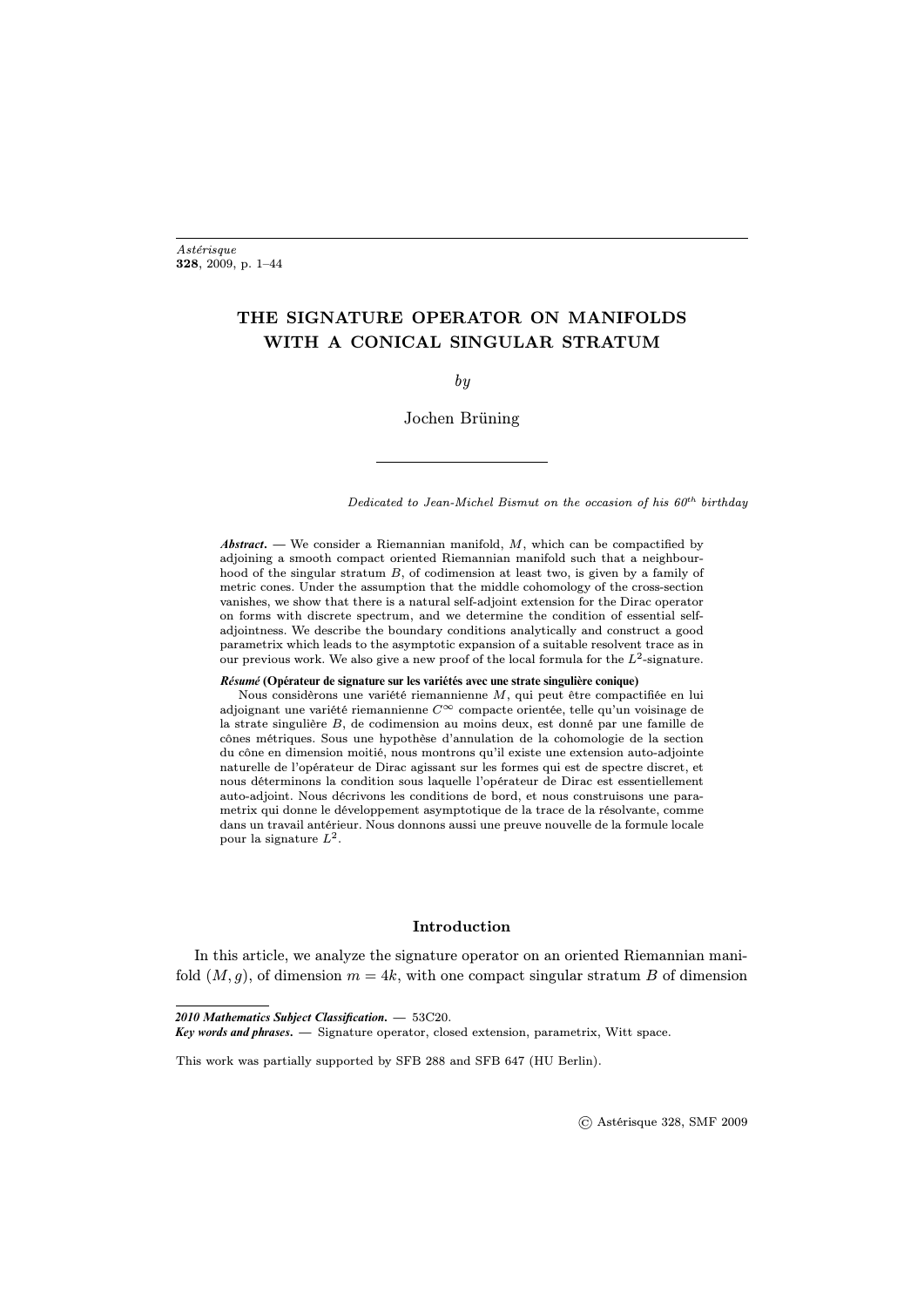# THE SIGNATURE OPERATOR ON MANIFOLDS WITH A CONICAL SINGULAR STRATUM

*by*

Jochen Brüning

*Dedicated to Jean-Michel Bismut on the occasion of his $60^{th}$ birthday*

***Abstract.*** — We consider a Riemannian manifold, $M$, which can be compactified by adjoining a smooth compact oriented Riemannian manifold such that a neighbourhood of the singular stratum $B$, of codimension at least two, is given by a family of metric cones. Under the assumption that the middle cohomology of the cross-section vanishes, we show that there is a natural self-adjoint extension for the Dirac operator on forms with discrete spectrum, and we determine the condition of essential self-adjointness. We describe the boundary conditions analytically and construct a good parametrix which leads to the asymptotic expansion of a suitable resolvent trace as in our previous work. We also give a new proof of the local formula for the $L^2$-signature.

***Résumé*** **(Opérateur de signature sur les variétés avec une strate singulière conique)**

Nous considèrons une variété riemannienne $M$, qui peut être compactifiée en lui adjoignant une variété riemannienne $C^\infty$ compacte orientée, telle qu'un voisinage de la strate singulière $B$, de codimension au moins deux, est donné par une famille de cônes métriques. Sous une hypothèse d'annulation de la cohomologie de la section du cône en dimension moitié, nous montrons qu'il existe une extension auto-adjointe naturelle de l'opérateur de Dirac agissant sur les formes qui est de spectre discret, et nous déterminons la condition sous laquelle l'opérateur de Dirac est essentiellement auto-adjoint. Nous décrivons les conditions de bord, et nous construisons une parametrix qui donne le développement asymptotique de la trace de la résolvante, comme dans un travail antérieur. Nous donnons aussi une preuve nouvelle de la formule locale pour la signature $L^2$.

## Introduction

In this article, we analyze the signature operator on an oriented Riemannian manifold $(M, g)$, of dimension $m = 4k$, with one compact singular stratum $B$ of dimension

---

***2010 Mathematics Subject Classification.*** — 53C20.

***Key words and phrases.*** — Signature operator, closed extension, parametrix, Witt space.

This work was partially supported by SFB 288 and SFB 647 (HU Berlin).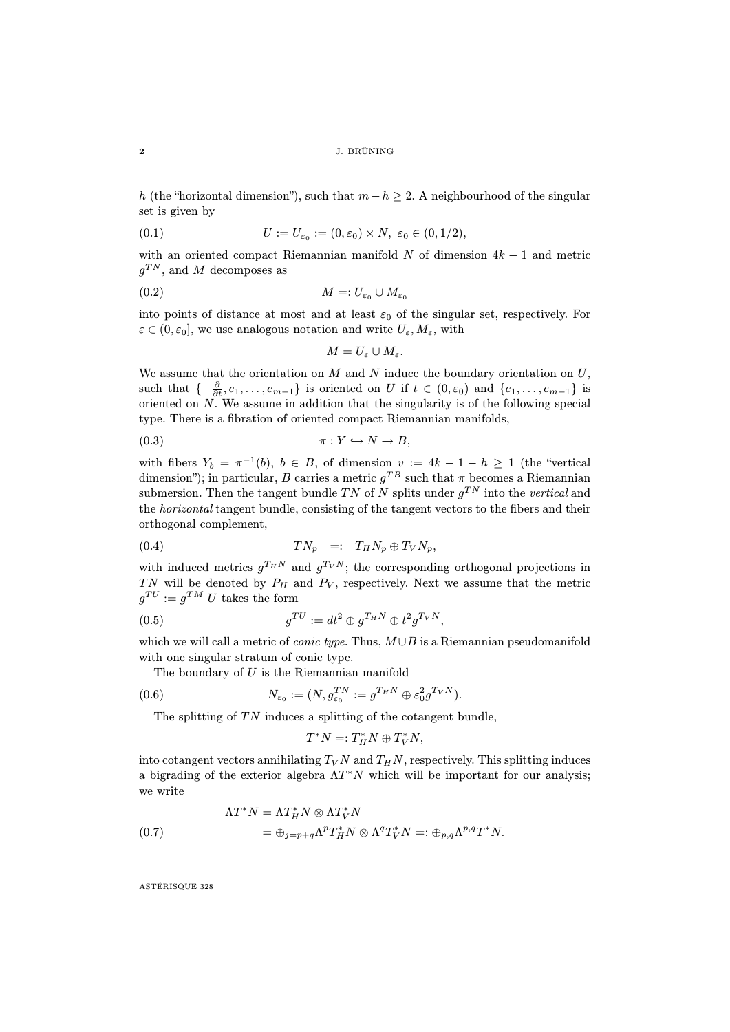$h$ (the "horizontal dimension"), such that $m - h \geq 2$. A neighbourhood of the singular set is given by

$$U := U_{\varepsilon_0} := (0, \varepsilon_0) \times N, \ \varepsilon_0 \in (0, 1/2), \tag{0.1}$$

with an oriented compact Riemannian manifold $N$ of dimension $4k - 1$ and metric $g^{TN}$, and $M$ decomposes as

$$M =: U_{\varepsilon_0} \cup M_{\varepsilon_0} \tag{0.2}$$

into points of distance at most and at least $\varepsilon_0$ of the singular set, respectively. For $\varepsilon \in (0, \varepsilon_0]$, we use analogous notation and write $U_\varepsilon, M_\varepsilon$, with

$$M = U_\varepsilon \cup M_\varepsilon.$$

We assume that the orientation on $M$ and $N$ induce the boundary orientation on $U$, such that $\{-\frac{\partial}{\partial t}, e_1, \ldots, e_{m-1}\}$ is oriented on $U$ if $t \in (0, \varepsilon_0)$ and $\{e_1, \ldots, e_{m-1}\}$ is oriented on $N$. We assume in addition that the singularity is of the following special type. There is a fibration of oriented compact Riemannian manifolds,

$$\pi : Y \hookrightarrow N \to B, \tag{0.3}$$

with fibers $Y_b = \pi^{-1}(b)$, $b \in B$, of dimension $v := 4k - 1 - h \geq 1$ (the "vertical dimension"); in particular, $B$ carries a metric $g^{TB}$ such that $\pi$ becomes a Riemannian submersion. Then the tangent bundle $TN$ of $N$ splits under $g^{TN}$ into the *vertical* and the *horizontal* tangent bundle, consisting of the tangent vectors to the fibers and their orthogonal complement,

$$TN_p \quad =: \quad T_H N_p \oplus T_V N_p, \tag{0.4}$$

with induced metrics $g^{T_H N}$ and $g^{T_V N}$; the corresponding orthogonal projections in $TN$ will be denoted by $P_H$ and $P_V$, respectively. Next we assume that the metric $g^{TU} := g^{TM}|U$ takes the form

$$g^{TU} := dt^2 \oplus g^{T_H N} \oplus t^2 g^{T_V N}, \tag{0.5}$$

which we will call a metric of *conic type*. Thus, $M \cup B$ is a Riemannian pseudomanifold with one singular stratum of conic type.

The boundary of $U$ is the Riemannian manifold

$$N_{\varepsilon_0} := (N, g^{TN}_{\varepsilon_0} := g^{T_H N} \oplus \varepsilon_0^2 g^{T_V N}). \tag{0.6}$$

The splitting of $TN$ induces a splitting of the cotangent bundle,

$$T^*N =: T^*_H N \oplus T^*_V N,$$

into cotangent vectors annihilating $T_V N$ and $T_H N$, respectively. This splitting induces a bigrading of the exterior algebra $\Lambda T^*N$ which will be important for our analysis; we write

$$\begin{aligned} \Lambda T^*N &= \Lambda T^*_H N \otimes \Lambda T^*_V N \\ &= \oplus_{j=p+q} \Lambda^p T^*_H N \otimes \Lambda^q T^*_V N =: \oplus_{p,q} \Lambda^{p,q} T^*N. \end{aligned} \tag{0.7}$$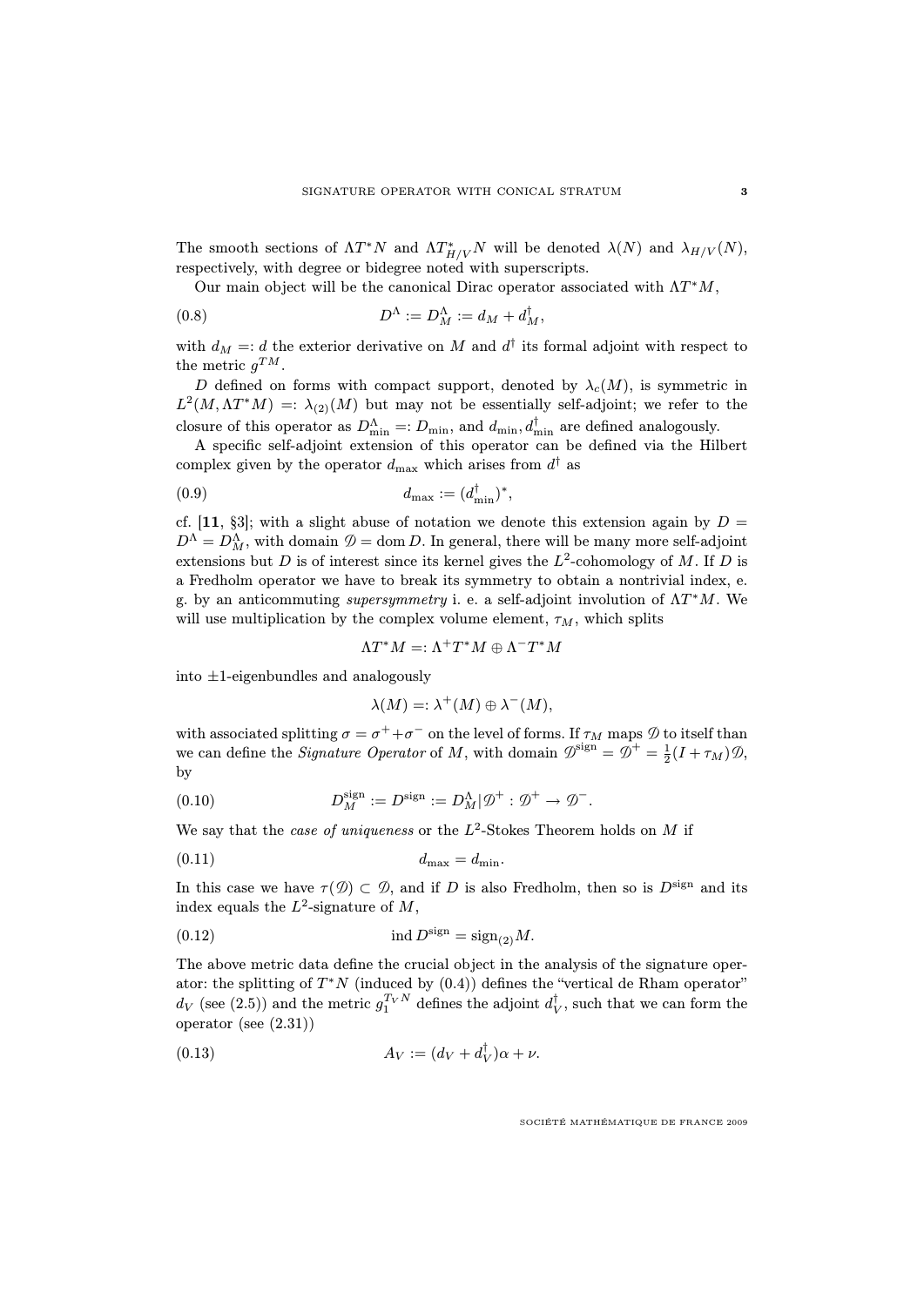The smooth sections of $\Lambda T^*N$ and $\Lambda T^*_{H/V}N$ will be denoted $\lambda(N)$ and $\lambda_{H/V}(N)$, respectively, with degree or bidegree noted with superscripts.

Our main object will be the canonical Dirac operator associated with $\Lambda T^*M$,

$$D^{\Lambda} := D^{\Lambda}_M := d_M + d^{\dagger}_M, \tag{0.8}$$

with $d_M =: d$ the exterior derivative on $M$ and $d^{\dagger}$ its formal adjoint with respect to the metric $g^{TM}$.

$D$ defined on forms with compact support, denoted by $\lambda_c(M)$, is symmetric in $L^2(M, \Lambda T^*M) =: \lambda_{(2)}(M)$ but may not be essentially self-adjoint; we refer to the closure of this operator as $D^{\Lambda}_{\min} =: D_{\min}$, and $d_{\min}, d^{\dagger}_{\min}$ are defined analogously.

A specific self-adjoint extension of this operator can be defined via the Hilbert complex given by the operator $d_{\max}$ which arises from $d^{\dagger}$ as

$$d_{\max} := (d^{\dagger}_{\min})^*, \tag{0.9}$$

cf. [**11**, §3]; with a slight abuse of notation we denote this extension again by $D = D^{\Lambda} = D^{\Lambda}_M$, with domain $\mathscr{D} = \operatorname{dom} D$. In general, there will be many more self-adjoint extensions but $D$ is of interest since its kernel gives the $L^2$-cohomology of $M$. If $D$ is a Fredholm operator we have to break its symmetry to obtain a nontrivial index, e. g. by an anticommuting *supersymmetry* i. e. a self-adjoint involution of $\Lambda T^*M$. We will use multiplication by the complex volume element, $\tau_M$, which splits

$$\Lambda T^*M =: \Lambda^+ T^*M \oplus \Lambda^- T^*M$$

into $\pm 1$-eigenbundles and analogously

$$\lambda(M) =: \lambda^+(M) \oplus \lambda^-(M),$$

with associated splitting $\sigma = \sigma^+ + \sigma^-$ on the level of forms. If $\tau_M$ maps $\mathscr{D}$ to itself than we can define the *Signature Operator* of $M$, with domain $\mathscr{D}^{\mathrm{sign}} = \mathscr{D}^+ = \frac{1}{2}(I + \tau_M)\mathscr{D}$, by

$$D^{\mathrm{sign}}_M := D^{\mathrm{sign}} := D^{\Lambda}_M | \mathscr{D}^+ : \mathscr{D}^+ \to \mathscr{D}^-. \tag{0.10}$$

We say that the *case of uniqueness* or the $L^2$-Stokes Theorem holds on $M$ if

$$d_{\max} = d_{\min}. \tag{0.11}$$

In this case we have $\tau(\mathscr{D}) \subset \mathscr{D}$, and if $D$ is also Fredholm, then so is $D^{\mathrm{sign}}$ and its index equals the $L^2$-signature of $M$,

$$\operatorname{ind} D^{\mathrm{sign}} = \operatorname{sign}_{(2)} M. \tag{0.12}$$

The above metric data define the crucial object in the analysis of the signature operator: the splitting of $T^*N$ (induced by (0.4)) defines the "vertical de Rham operator" $d_V$ (see (2.5)) and the metric $g_1^{T_V N}$ defines the adjoint $d^{\dagger}_V$, such that we can form the operator (see (2.31))

$$A_V := (d_V + d^{\dagger}_V)\alpha + \nu. \tag{0.13}$$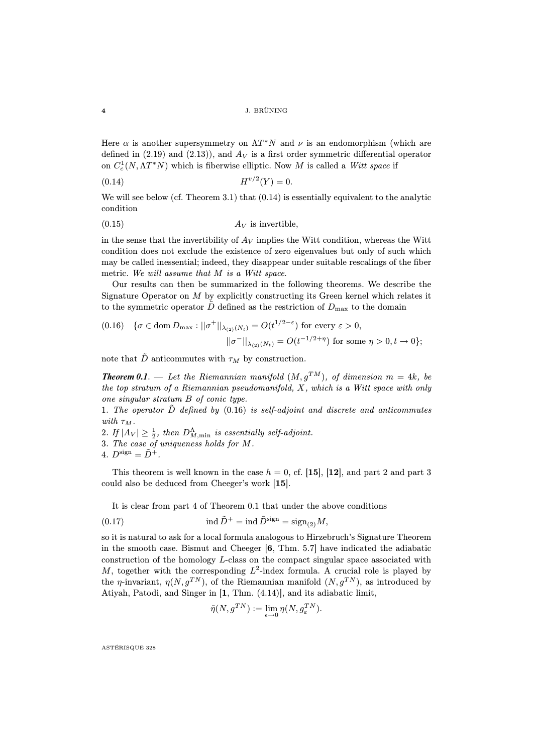Here $\alpha$ is another supersymmetry on $\Lambda T^*N$ and $\nu$ is an endomorphism (which are defined in (2.19) and (2.13)), and $A_V$ is a first order symmetric differential operator on $C^1_c(N, \Lambda T^*N)$ which is fiberwise elliptic. Now $M$ is called a *Witt space* if

$$H^{v/2}(Y) = 0. \tag{0.14}$$

We will see below (cf. Theorem 3.1) that (0.14) is essentially equivalent to the analytic condition

$$A_V \text{ is invertible,} \tag{0.15}$$

in the sense that the invertibility of $A_V$ implies the Witt condition, whereas the Witt condition does not exclude the existence of zero eigenvalues but only of such which may be called inessential; indeed, they disappear under suitable rescalings of the fiber metric. *We will assume that $M$ is a Witt space.*

Our results can then be summarized in the following theorems. We describe the Signature Operator on $M$ by explicitly constructing its Green kernel which relates it to the symmetric operator $\tilde{D}$ defined as the restriction of $D_{\max}$ to the domain

$$\begin{aligned} \{\sigma \in \operatorname{dom} D_{\max} : ||\sigma^+||_{\lambda_{(2)}(N_t)} &= O(t^{1/2-\varepsilon}) \text{ for every } \varepsilon > 0, \\ ||\sigma^-||_{\lambda_{(2)}(N_t)} &= O(t^{-1/2+\eta}) \text{ for some } \eta > 0, t \to 0\}; \end{aligned} \tag{0.16}$$

note that $\tilde{D}$ anticommutes with $\tau_M$ by construction.

***Theorem 0.1***. — *Let the Riemannian manifold $(M, g^{TM})$, of dimension $m = 4k$, be the top stratum of a Riemannian pseudomanifold, $X$, which is a Witt space with only one singular stratum $B$ of conic type.*

*1. The operator $\tilde{D}$ defined by (0.16) is self-adjoint and discrete and anticommutes with $\tau_M$.*

*2. If $|A_V| \geq \frac{1}{2}$, then $D^\Lambda_{M,\min}$ is essentially self-adjoint.*

*3. The case of uniqueness holds for $M$.*

*4. $D^{\rm sign} = \tilde{D}^+$.*

This theorem is well known in the case $h = 0$, cf. **[15]**, **[12]**, and part 2 and part 3 could also be deduced from Cheeger's work **[15]**.

It is clear from part 4 of Theorem 0.1 that under the above conditions

$$\operatorname{ind} \tilde{D}^+ = \operatorname{ind} \tilde{D}^{\rm sign} = \operatorname{sign}_{(2)} M, \tag{0.17}$$

so it is natural to ask for a local formula analogous to Hirzebruch's Signature Theorem in the smooth case. Bismut and Cheeger **[6**, Thm. 5.7**]** have indicated the adiabatic construction of the homology $L$-class on the compact singular space associated with $M$, together with the corresponding $L^2$-index formula. A crucial role is played by the $\eta$-invariant, $\eta(N, g^{TN})$, of the Riemannian manifold $(N, g^{TN})$, as introduced by Atiyah, Patodi, and Singer in **[1**, Thm. (4.14)**]**, and its adiabatic limit,

$$\tilde{\eta}(N, g^{TN}) := \lim_{\epsilon \to 0} \eta(N, g^{TN}_\varepsilon).$$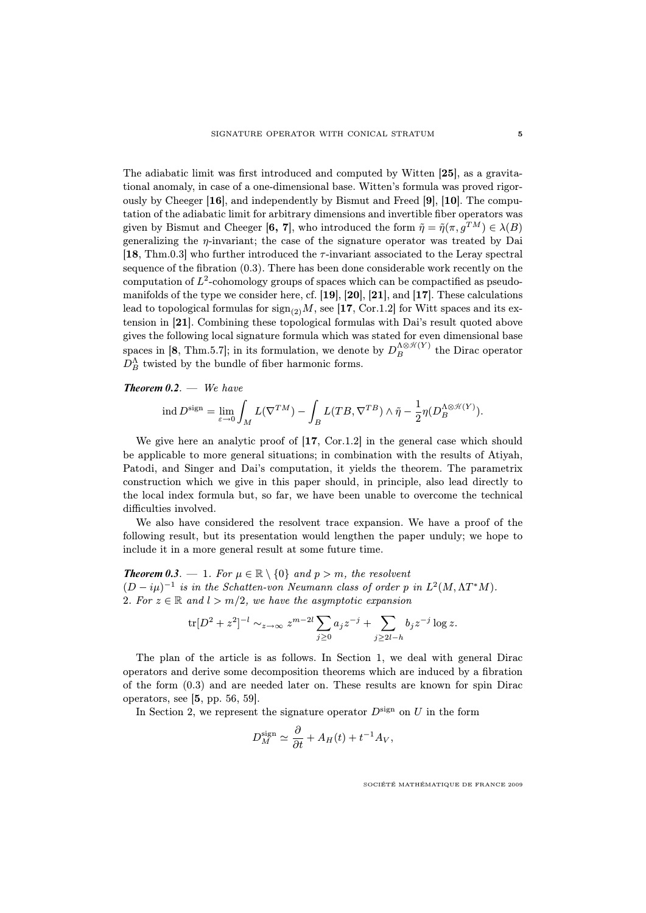The adiabatic limit was first introduced and computed by Witten [**25**], as a gravitational anomaly, in case of a one-dimensional base. Witten's formula was proved rigorously by Cheeger [**16**], and independently by Bismut and Freed [**9**], [**10**]. The computation of the adiabatic limit for arbitrary dimensions and invertible fiber operators was given by Bismut and Cheeger [**6, 7**], who introduced the form $\tilde{\eta} = \tilde{\eta}(\pi, g^{TM}) \in \lambda(B)$ generalizing the $\eta$-invariant; the case of the signature operator was treated by Dai [**18**, Thm.0.3] who further introduced the $\tau$-invariant associated to the Leray spectral sequence of the fibration (0.3). There has been done considerable work recently on the computation of $L^2$-cohomology groups of spaces which can be compactified as pseudomanifolds of the type we consider here, cf. [**19**], [**20**], [**21**], and [**17**]. These calculations lead to topological formulas for $\operatorname{sign}_{(2)} M$, see [**17**, Cor.1.2] for Witt spaces and its extension in [**21**]. Combining these topological formulas with Dai's result quoted above gives the following local signature formula which was stated for even dimensional base spaces in [**8**, Thm.5.7]; in its formulation, we denote by $D_B^{\Lambda\otimes\mathscr{H}(Y)}$ the Dirac operator $D_B^{\Lambda}$ twisted by the bundle of fiber harmonic forms.

***Theorem 0.2***. — *We have*

$$\operatorname{ind} D^{\mathrm{sign}} = \lim_{\varepsilon\to 0} \int_M L(\nabla^{TM}) - \int_B L(TB, \nabla^{TB}) \wedge \tilde{\eta} - \frac{1}{2}\eta(D_B^{\Lambda\otimes\mathscr{H}(Y)}).$$

We give here an analytic proof of [**17**, Cor.1.2] in the general case which should be applicable to more general situations; in combination with the results of Atiyah, Patodi, and Singer and Dai's computation, it yields the theorem. The parametrix construction which we give in this paper should, in principle, also lead directly to the local index formula but, so far, we have been unable to overcome the technical difficulties involved.

We also have considered the resolvent trace expansion. We have a proof of the following result, but its presentation would lengthen the paper unduly; we hope to include it in a more general result at some future time.

***Theorem 0.3***. — 1. *For $\mu \in \mathbb{R}\setminus\{0\}$ and $p > m$, the resolvent $(D - i\mu)^{-1}$ is in the Schatten-von Neumann class of order $p$ in $L^2(M, \Lambda T^*M)$.*
2. *For $z \in \mathbb{R}$ and $l > m/2$, we have the asymptotic expansion*

$$\operatorname{tr}[D^2 + z^2]^{-l} \sim_{z\to\infty} z^{m-2l} \sum_{j\geq 0} a_j z^{-j} + \sum_{j \geq 2l-h} b_j z^{-j} \log z.$$

The plan of the article is as follows. In Section 1, we deal with general Dirac operators and derive some decomposition theorems which are induced by a fibration of the form (0.3) and are needed later on. These results are known for spin Dirac operators, see [**5**, pp. 56, 59].

In Section 2, we represent the signature operator $D^{\mathrm{sign}}$ on $U$ in the form

$$D_M^{\mathrm{sign}} \simeq \frac{\partial}{\partial t} + A_H(t) + t^{-1} A_V,$$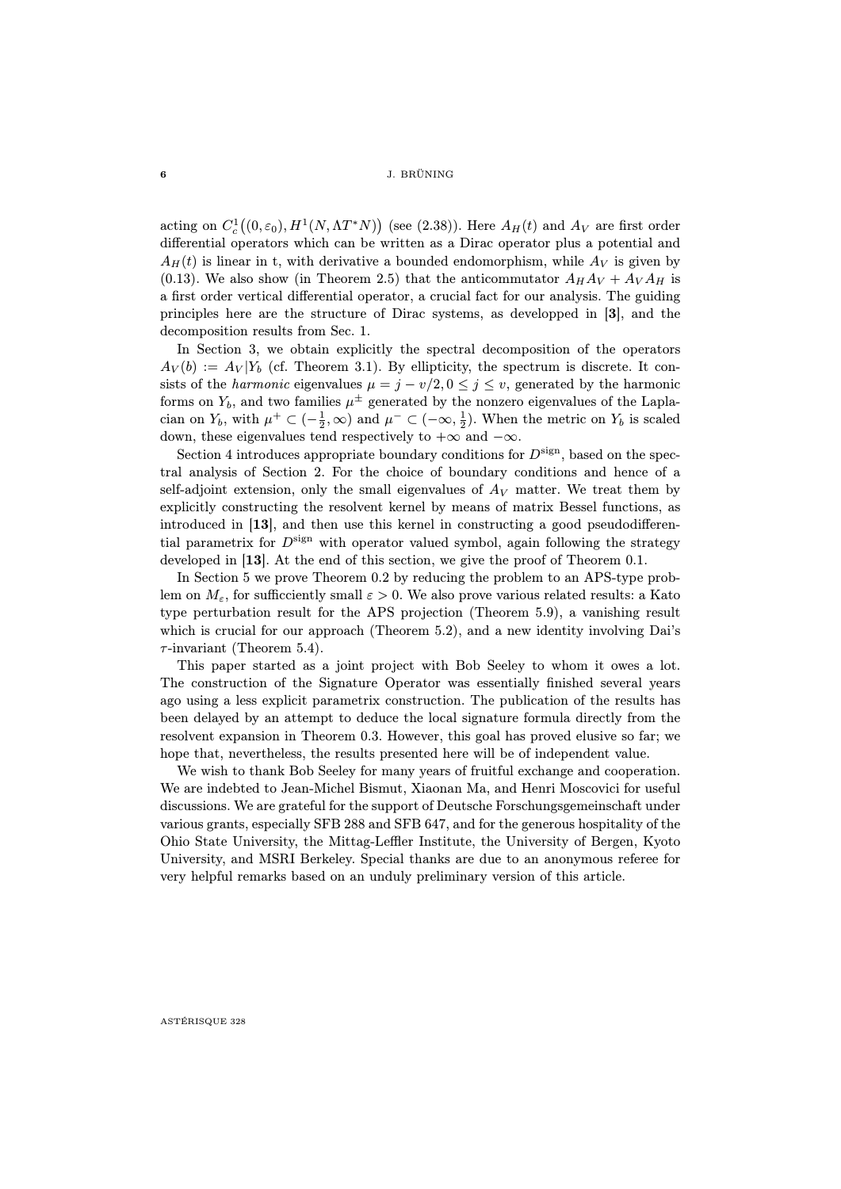acting on $C_c^1\big((0,\varepsilon_0), H^1(N, \Lambda T^*N)\big)$ (see (2.38)). Here $A_H(t)$ and $A_V$ are first order differential operators which can be written as a Dirac operator plus a potential and $A_H(t)$ is linear in t, with derivative a bounded endomorphism, while $A_V$ is given by (0.13). We also show (in Theorem 2.5) that the anticommutator $A_H A_V + A_V A_H$ is a first order vertical differential operator, a crucial fact for our analysis. The guiding principles here are the structure of Dirac systems, as developped in **[3]**, and the decomposition results from Sec. 1.

In Section 3, we obtain explicitly the spectral decomposition of the operators $A_V(b) := A_V|Y_b$ (cf. Theorem 3.1). By ellipticity, the spectrum is discrete. It consists of the *harmonic* eigenvalues $\mu = j - v/2, 0 \le j \le v$, generated by the harmonic forms on $Y_b$, and two families $\mu^\pm$ generated by the nonzero eigenvalues of the Laplacian on $Y_b$, with $\mu^+ \subset (-\frac{1}{2}, \infty)$ and $\mu^- \subset (-\infty, \frac{1}{2})$. When the metric on $Y_b$ is scaled down, these eigenvalues tend respectively to $+\infty$ and $-\infty$.

Section 4 introduces appropriate boundary conditions for $D^{\text{sign}}$, based on the spectral analysis of Section 2. For the choice of boundary conditions and hence of a self-adjoint extension, only the small eigenvalues of $A_V$ matter. We treat them by explicitly constructing the resolvent kernel by means of matrix Bessel functions, as introduced in **[13]**, and then use this kernel in constructing a good pseudodifferential parametrix for $D^{\text{sign}}$ with operator valued symbol, again following the strategy developed in **[13]**. At the end of this section, we give the proof of Theorem 0.1.

In Section 5 we prove Theorem 0.2 by reducing the problem to an APS-type problem on $M_\varepsilon$, for sufficciently small $\varepsilon > 0$. We also prove various related results: a Kato type perturbation result for the APS projection (Theorem 5.9), a vanishing result which is crucial for our approach (Theorem 5.2), and a new identity involving Dai's $\tau$-invariant (Theorem 5.4).

This paper started as a joint project with Bob Seeley to whom it owes a lot. The construction of the Signature Operator was essentially finished several years ago using a less explicit parametrix construction. The publication of the results has been delayed by an attempt to deduce the local signature formula directly from the resolvent expansion in Theorem 0.3. However, this goal has proved elusive so far; we hope that, nevertheless, the results presented here will be of independent value.

We wish to thank Bob Seeley for many years of fruitful exchange and cooperation. We are indebted to Jean-Michel Bismut, Xiaonan Ma, and Henri Moscovici for useful discussions. We are grateful for the support of Deutsche Forschungsgemeinschaft under various grants, especially SFB 288 and SFB 647, and for the generous hospitality of the Ohio State University, the Mittag-Leffler Institute, the University of Bergen, Kyoto University, and MSRI Berkeley. Special thanks are due to an anonymous referee for very helpful remarks based on an unduly preliminary version of this article.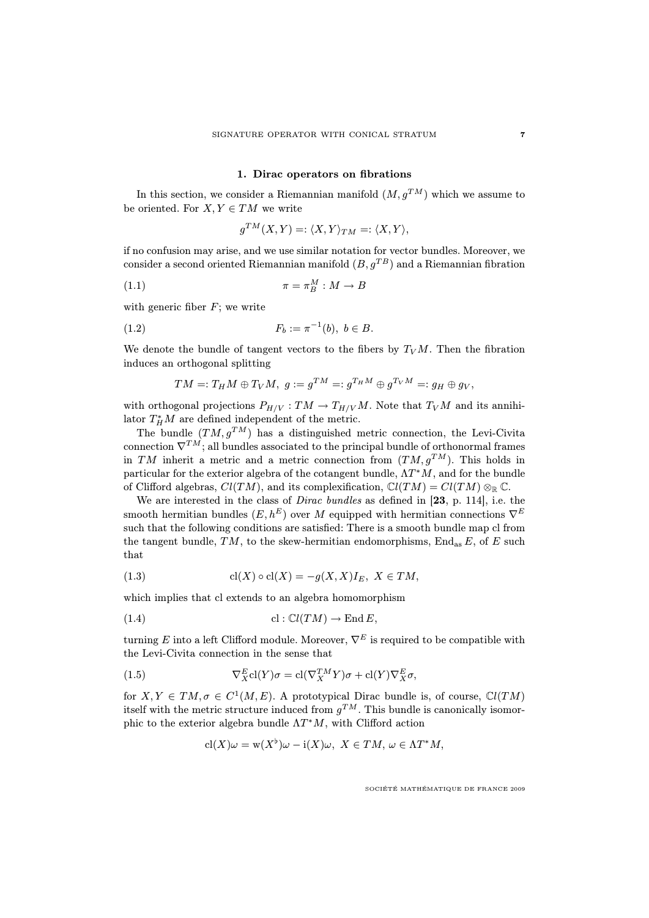## 1. Dirac operators on fibrations

In this section, we consider a Riemannian manifold $(M, g^{TM})$ which we assume to be oriented. For $X, Y \in TM$ we write

$$g^{TM}(X,Y) =: \langle X, Y\rangle_{TM} =: \langle X, Y\rangle,$$

if no confusion may arise, and we use similar notation for vector bundles. Moreover, we consider a second oriented Riemannian manifold $(B, g^{TB})$ and a Riemannian fibration

$$\pi = \pi_B^M : M \to B \tag{1.1}$$

with generic fiber $F$; we write

$$F_b := \pi^{-1}(b),\ b \in B. \tag{1.2}$$

We denote the bundle of tangent vectors to the fibers by $T_V M$. Then the fibration induces an orthogonal splitting

$$TM =: T_H M \oplus T_V M,\ g := g^{TM} =: g^{T_H M} \oplus g^{T_V M} =: g_H \oplus g_V,$$

with orthogonal projections $P_{H/V} : TM \to T_{H/V} M$. Note that $T_V M$ and its annihilator $T_H^* M$ are defined independent of the metric.

The bundle $(TM, g^{TM})$ has a distinguished metric connection, the Levi-Civita connection $\nabla^{TM}$; all bundles associated to the principal bundle of orthonormal frames in $TM$ inherit a metric and a metric connection from $(TM, g^{TM})$. This holds in particular for the exterior algebra of the cotangent bundle, $\Lambda T^* M$, and for the bundle of Clifford algebras, $Cl(TM)$, and its complexification, $\mathbb{C}l(TM) = Cl(TM) \otimes_{\mathbb{R}} \mathbb{C}$.

We are interested in the class of *Dirac bundles* as defined in [**23**, p. 114], i.e. the smooth hermitian bundles $(E, h^E)$ over $M$ equipped with hermitian connections $\nabla^E$ such that the following conditions are satisfied: There is a smooth bundle map cl from the tangent bundle, $TM$, to the skew-hermitian endomorphisms, $\operatorname{End}_{\mathrm{as}} E$, of $E$ such that

$$\mathrm{cl}(X) \circ \mathrm{cl}(X) = -g(X,X) I_E,\ X \in TM, \tag{1.3}$$

which implies that cl extends to an algebra homomorphism

$$\mathrm{cl} : \mathbb{C}l(TM) \to \operatorname{End} E, \tag{1.4}$$

turning $E$ into a left Clifford module. Moreover, $\nabla^E$ is required to be compatible with the Levi-Civita connection in the sense that

$$\nabla_X^E \mathrm{cl}(Y)\sigma = \mathrm{cl}(\nabla_X^{TM} Y)\sigma + \mathrm{cl}(Y)\nabla_X^E \sigma, \tag{1.5}$$

for $X, Y \in TM, \sigma \in C^1(M, E)$. A prototypical Dirac bundle is, of course, $\mathbb{C}l(TM)$ itself with the metric structure induced from $g^{TM}$. This bundle is canonically isomorphic to the exterior algebra bundle $\Lambda T^* M$, with Clifford action

$$\mathrm{cl}(X)\omega = \mathrm{w}(X^\flat)\omega - \mathrm{i}(X)\omega,\ X \in TM,\ \omega \in \Lambda T^* M,$$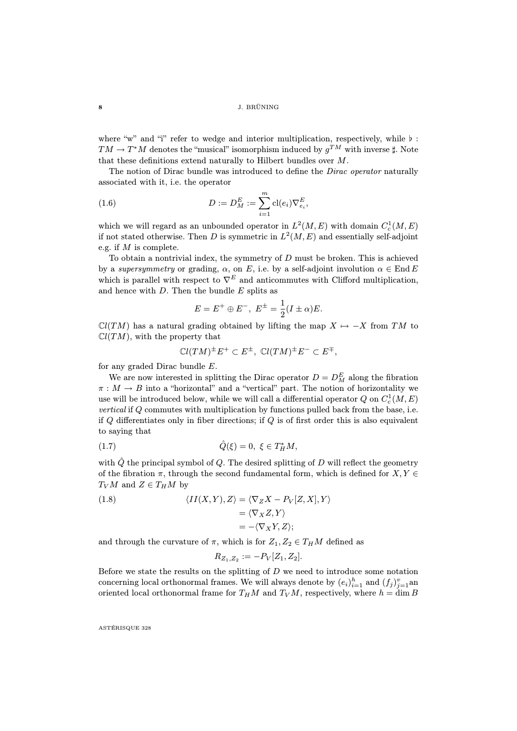where "w" and "i" refer to wedge and interior multiplication, respectively, while $\flat : TM \to T^*M$ denotes the "musical" isomorphism induced by $g^{TM}$ with inverse $\sharp$. Note that these definitions extend naturally to Hilbert bundles over $M$.

The notion of Dirac bundle was introduced to define the *Dirac operator* naturally associated with it, i.e. the operator

$$D := D_M^E := \sum_{i=1}^{m} \mathrm{cl}(e_i)\nabla^E_{e_i}, \tag{1.6}$$

which we will regard as an unbounded operator in $L^2(M,E)$ with domain $C_c^1(M,E)$ if not stated otherwise. Then $D$ is symmetric in $L^2(M,E)$ and essentially self-adjoint e.g. if $M$ is complete.

To obtain a nontrivial index, the symmetry of $D$ must be broken. This is achieved by a *supersymmetry* or grading, $\alpha$, on $E$, i.e. by a self-adjoint involution $\alpha \in \mathrm{End}\, E$ which is parallel with respect to $\nabla^E$ and anticommutes with Clifford multiplication, and hence with $D$. Then the bundle $E$ splits as

$$E = E^+ \oplus E^-, \; E^\pm = \frac{1}{2}(I \pm \alpha)E.$$

$\mathbb{C}l(TM)$ has a natural grading obtained by lifting the map $X \mapsto -X$ from $TM$ to $\mathbb{C}l(TM)$, with the property that

$$\mathbb{C}l(TM)^\pm E^+ \subset E^\pm, \; \mathbb{C}l(TM)^\pm E^- \subset E^\mp,$$

for any graded Dirac bundle $E$.

We are now interested in splitting the Dirac operator $D = D_M^E$ along the fibration $\pi : M \to B$ into a "horizontal" and a "vertical" part. The notion of horizontality we use will be introduced below, while we will call a differential operator $Q$ on $C_c^1(M,E)$ *vertical* if $Q$ commutes with multiplication by functions pulled back from the base, i.e. if $Q$ differentiates only in fiber directions; if $Q$ is of first order this is also equivalent to saying that

$$\hat{Q}(\xi) = 0, \; \xi \in T_H^*M, \tag{1.7}$$

with $\hat{Q}$ the principal symbol of $Q$. The desired splitting of $D$ will reflect the geometry of the fibration $\pi$, through the second fundamental form, which is defined for $X, Y \in T_V M$ and $Z \in T_H M$ by

$$\begin{aligned} \langle II(X,Y), Z\rangle &= \langle \nabla_Z X - P_V[Z,X], Y\rangle \\ &= \langle \nabla_X Z, Y\rangle \\ &= -\langle \nabla_X Y, Z\rangle; \end{aligned} \tag{1.8}$$

and through the curvature of $\pi$, which is for $Z_1, Z_2 \in T_H M$ defined as

$$R_{Z_1,Z_2} := -P_V[Z_1, Z_2].$$

Before we state the results on the splitting of $D$ we need to introduce some notation concerning local orthonormal frames. We will always denote by $(e_i)_{i=1}^h$ and $(f_j)_{j=1}^v$ an oriented local orthonormal frame for $T_H M$ and $T_V M$, respectively, where $h = \dim B$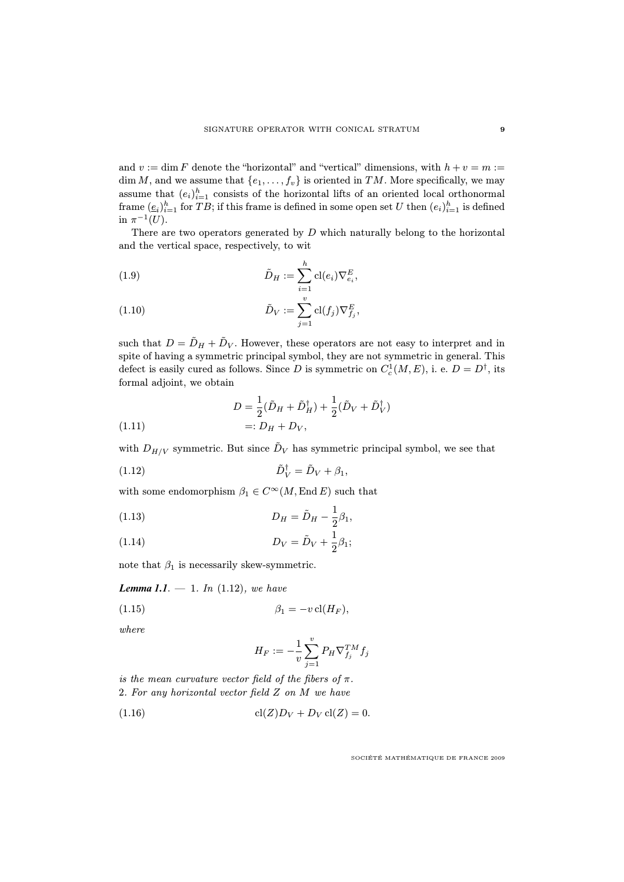and $v := \dim F$ denote the "horizontal" and "vertical" dimensions, with $h + v = m := \dim M$, and we assume that $\{e_1, \dots, f_v\}$ is oriented in $TM$. More specifically, we may assume that $(e_i)_{i=1}^h$ consists of the horizontal lifts of an oriented local orthonormal frame $(\underline{e}_i)_{i=1}^h$ for $TB$; if this frame is defined in some open set $U$ then $(e_i)_{i=1}^h$ is defined in $\pi^{-1}(U)$.

There are two operators generated by $D$ which naturally belong to the horizontal and the vertical space, respectively, to wit

$$\tilde{D}_H := \sum_{i=1}^{h} \mathrm{cl}(e_i) \nabla^E_{e_i}, \tag{1.9}$$

$$\tilde{D}_V := \sum_{j=1}^{v} \mathrm{cl}(f_j) \nabla^E_{f_j}, \tag{1.10}$$

such that $D = \tilde{D}_H + \tilde{D}_V$. However, these operators are not easy to interpret and in spite of having a symmetric principal symbol, they are not symmetric in general. This defect is easily cured as follows. Since $D$ is symmetric on $C^1_c(M, E)$, i. e. $D = D^\dagger$, its formal adjoint, we obtain

$$\begin{aligned} D &= \frac{1}{2}(\tilde{D}_H + \tilde{D}_H^\dagger) + \frac{1}{2}(\tilde{D}_V + \tilde{D}_V^\dagger) \\ &=: D_H + D_V, \end{aligned} \tag{1.11}$$

with $D_{H/V}$ symmetric. But since $\tilde{D}_V$ has symmetric principal symbol, we see that

$$\tilde{D}_V^\dagger = \tilde{D}_V + \beta_1, \tag{1.12}$$

with some endomorphism $\beta_1 \in C^\infty(M, \mathrm{End}\, E)$ such that

$$D_H = \tilde{D}_H - \frac{1}{2}\beta_1, \tag{1.13}$$

$$D_V = \tilde{D}_V + \frac{1}{2}\beta_1; \tag{1.14}$$

note that $\beta_1$ is necessarily skew-symmetric.

***Lemma 1.1.*** — 1. *In* (1.12)*, we have*

$$\beta_1 = -v\, \mathrm{cl}(H_F), \tag{1.15}$$

*where*

$$H_F := -\frac{1}{v} \sum_{j=1}^{v} P_H \nabla^{TM}_{f_j} f_j$$

*is the mean curvature vector field of the fibers of* $\pi$.
2. *For any horizontal vector field* $Z$ *on* $M$ *we have*

$$\mathrm{cl}(Z) D_V + D_V\, \mathrm{cl}(Z) = 0. \tag{1.16}$$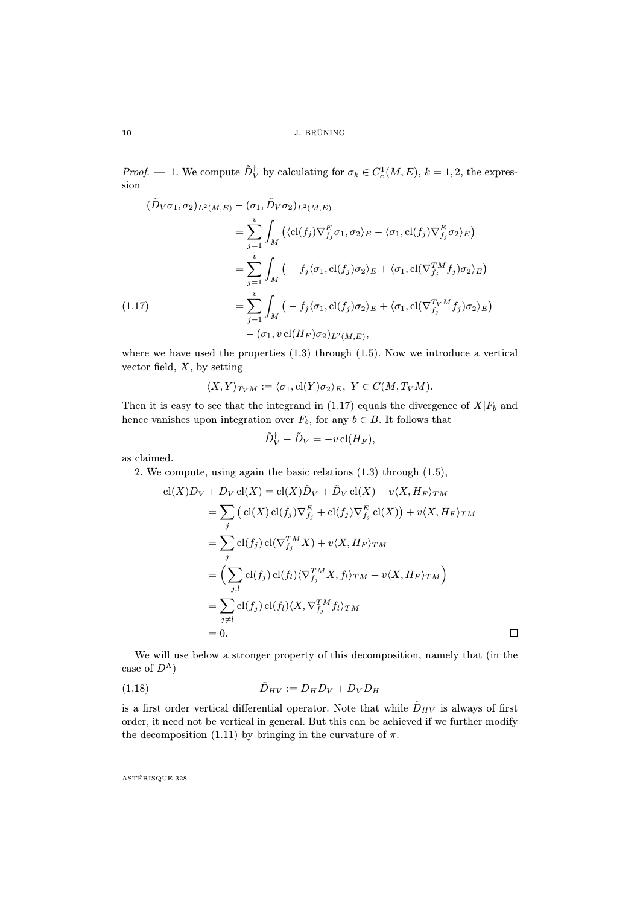*Proof.* — 1. We compute $\tilde{D}_V^\dagger$ by calculating for $\sigma_k \in C_c^1(M,E)$, $k=1,2$, the expression

$$
\begin{aligned}
(\tilde{D}_V\sigma_1,\sigma_2)_{L^2(M,E)} &- (\sigma_1,\tilde{D}_V\sigma_2)_{L^2(M,E)} \\
&= \sum_{j=1}^{v}\int_M \big(\langle \mathrm{cl}(f_j)\nabla^E_{f_j}\sigma_1,\sigma_2\rangle_E - \langle \sigma_1, \mathrm{cl}(f_j)\nabla^E_{f_j}\sigma_2\rangle_E\big) \\
&= \sum_{j=1}^{v}\int_M \big(-f_j\langle \sigma_1,\mathrm{cl}(f_j)\sigma_2\rangle_E + \langle \sigma_1, \mathrm{cl}(\nabla^{TM}_{f_j}f_j)\sigma_2\rangle_E\big) \\
&= \sum_{j=1}^{v}\int_M \big(-f_j\langle \sigma_1,\mathrm{cl}(f_j)\sigma_2\rangle_E + \langle \sigma_1, \mathrm{cl}(\nabla^{T_VM}_{f_j}f_j)\sigma_2\rangle_E\big) \\
&\quad - (\sigma_1, v\,\mathrm{cl}(H_F)\sigma_2)_{L^2(M,E)},
\end{aligned}
\tag{1.17}
$$

where we have used the properties (1.3) through (1.5). Now we introduce a vertical vector field, $X$, by setting

$$
\langle X, Y\rangle_{T_VM} := \langle \sigma_1, \mathrm{cl}(Y)\sigma_2\rangle_E,\ Y \in C(M, T_VM).
$$

Then it is easy to see that the integrand in (1.17) equals the divergence of $X|F_b$ and hence vanishes upon integration over $F_b$, for any $b \in B$. It follows that

$$
\tilde{D}_V^\dagger - \tilde{D}_V = -v\,\mathrm{cl}(H_F),
$$

as claimed.

2. We compute, using again the basic relations (1.3) through (1.5),

$$
\begin{aligned}
\mathrm{cl}(X)D_V + D_V\,\mathrm{cl}(X) &= \mathrm{cl}(X)\tilde{D}_V + \tilde{D}_V\,\mathrm{cl}(X) + v\langle X, H_F\rangle_{TM} \\
&= \sum_j \big(\mathrm{cl}(X)\,\mathrm{cl}(f_j)\nabla^E_{f_j} + \mathrm{cl}(f_j)\nabla^E_{f_j}\,\mathrm{cl}(X)\big) + v\langle X, H_F\rangle_{TM} \\
&= \sum_j \mathrm{cl}(f_j)\,\mathrm{cl}(\nabla^{TM}_{f_j}X) + v\langle X, H_F\rangle_{TM} \\
&= \Big(\sum_{j,l}\mathrm{cl}(f_j)\,\mathrm{cl}(f_l)\langle \nabla^{TM}_{f_j}X, f_l\rangle_{TM} + v\langle X, H_F\rangle_{TM}\Big) \\
&= \sum_{j\neq l}\mathrm{cl}(f_j)\,\mathrm{cl}(f_l)\langle X, \nabla^{TM}_{f_j}f_l\rangle_{TM} \\
&= 0.
\end{aligned}
$$

□

We will use below a stronger property of this decomposition, namely that (in the case of $D^\Lambda$)

$$
\tilde{D}_{HV} := D_H D_V + D_V D_H
\tag{1.18}
$$

is a first order vertical differential operator. Note that while $\tilde{D}_{HV}$ is always of first order, it need not be vertical in general. But this can be achieved if we further modify the decomposition (1.11) by bringing in the curvature of $\pi$.